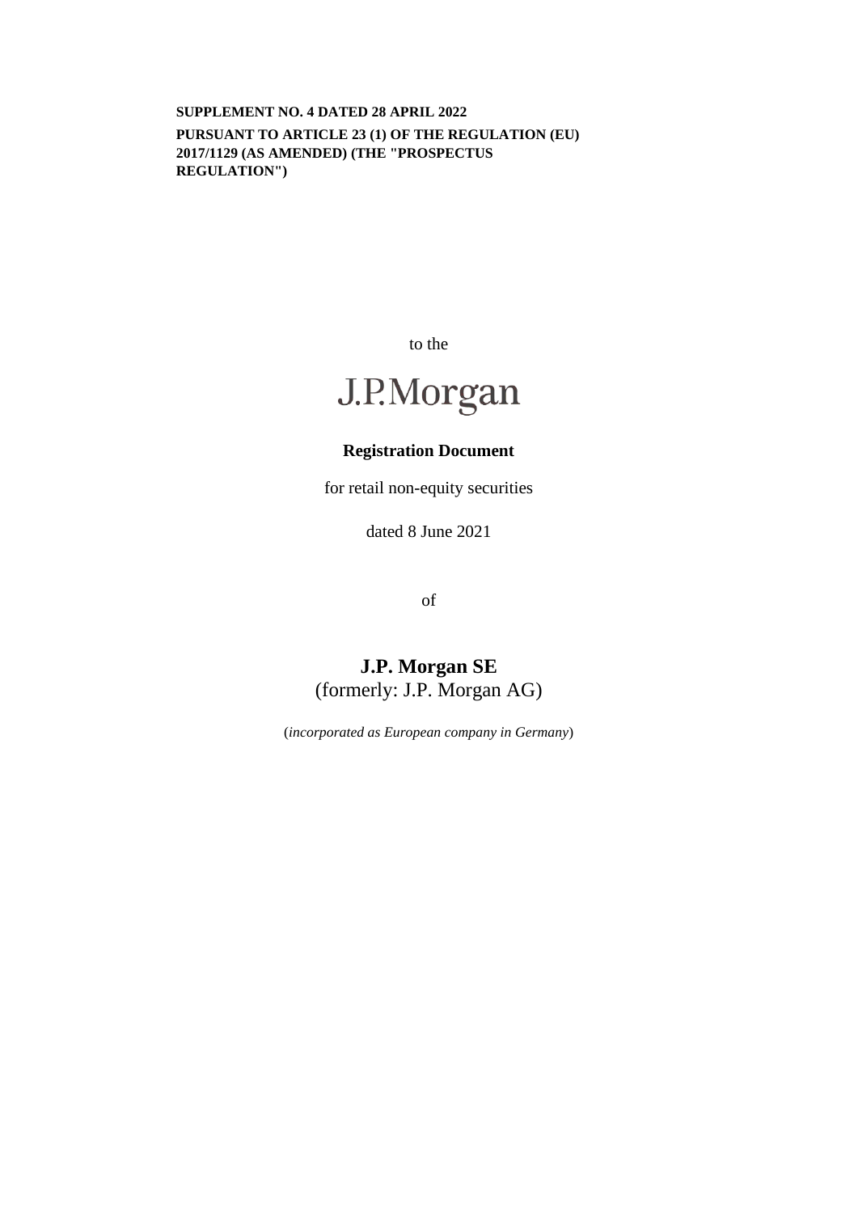**SUPPLEMENT NO. 4 DATED 28 APRIL 2022**

**PURSUANT TO ARTICLE 23 (1) OF THE REGULATION (EU) 2017/1129 (AS AMENDED) (THE "PROSPECTUS REGULATION")**

to the

J.P.Morgan

**Registration Document**

for retail non-equity securities

dated 8 June 2021

of

**J.P. Morgan SE**

(formerly: J.P. Morgan AG)

(*incorporated as European company in Germany*)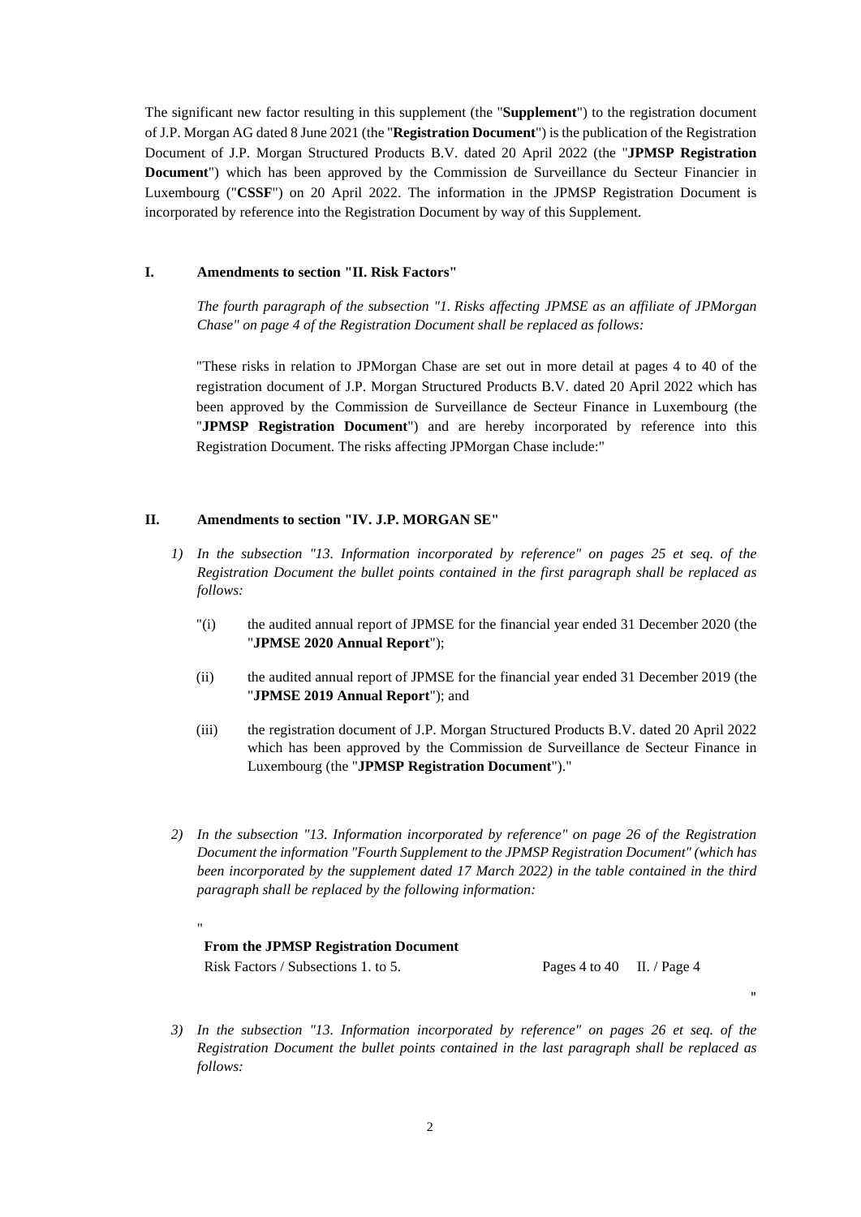The significant new factor resulting in this supplement (the "**Supplement**") to the registration document of J.P. Morgan AG dated 8 June 2021 (the "**Registration Document**") is the publication of the Registration Document of J.P. Morgan Structured Products B.V. dated 20 April 2022 (the "**JPMSP Registration Document**") which has been approved by the Commission de Surveillance du Secteur Financier in Luxembourg ("**CSSF**") on 20 April 2022. The information in the JPMSP Registration Document is incorporated by reference into the Registration Document by way of this Supplement.

## I. Amendments to section "II. Risk Factors"

*The fourth paragraph of the subsection "1. Risks affecting JPMSE as an affiliate of JPMorgan Chase" on page 4 of the Registration Document shall be replaced as follows:*

"These risks in relation to JPMorgan Chase are set out in more detail at pages 4 to 40 of the registration document of J.P. Morgan Structured Products B.V. dated 20 April 2022 which has been approved by the Commission de Surveillance de Secteur Finance in Luxembourg (the "**JPMSP Registration Document**") and are hereby incorporated by reference into this Registration Document. The risks affecting JPMorgan Chase include:"

## II. Amendments to section "IV. J.P. MORGAN SE"

1) *In the subsection "13. Information incorporated by reference" on pages 25 et seq. of the Registration Document the bullet points contained in the first paragraph shall be replaced as follows:*

"(i) the audited annual report of JPMSE for the financial year ended 31 December 2020 (the "**JPMSE 2020 Annual Report**");

(ii) the audited annual report of JPMSE for the financial year ended 31 December 2019 (the "**JPMSE 2019 Annual Report**"); and

(iii) the registration document of J.P. Morgan Structured Products B.V. dated 20 April 2022 which has been approved by the Commission de Surveillance de Secteur Finance in Luxembourg (the "**JPMSP Registration Document**")."

2) *In the subsection "13. Information incorporated by reference" on page 26 of the Registration Document the information "Fourth Supplement to the JPMSP Registration Document" (which has been incorporated by the supplement dated 17 March 2022) in the table contained in the third paragraph shall be replaced by the following information:*

"

| **From the JPMSP Registration Document** | | |
|---|---|---|
| Risk Factors / Subsections 1. to 5. | Pages 4 to 40 | II. / Page 4 |

"

3) *In the subsection "13. Information incorporated by reference" on pages 26 et seq. of the Registration Document the bullet points contained in the last paragraph shall be replaced as follows:*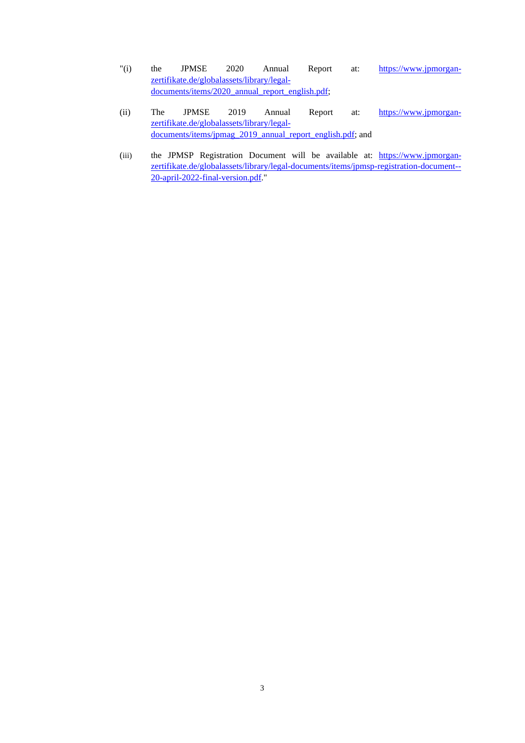"(i) the JPMSE 2020 Annual Report at: https://www.jpmorgan-zertifikate.de/globalassets/library/legal-documents/items/2020_annual_report_english.pdf;

(ii) The JPMSE 2019 Annual Report at: https://www.jpmorgan-zertifikate.de/globalassets/library/legal-documents/items/jpmag_2019_annual_report_english.pdf; and

(iii) the JPMSP Registration Document will be available at: https://www.jpmorgan-zertifikate.de/globalassets/library/legal-documents/items/jpmsp-registration-document--20-april-2022-final-version.pdf."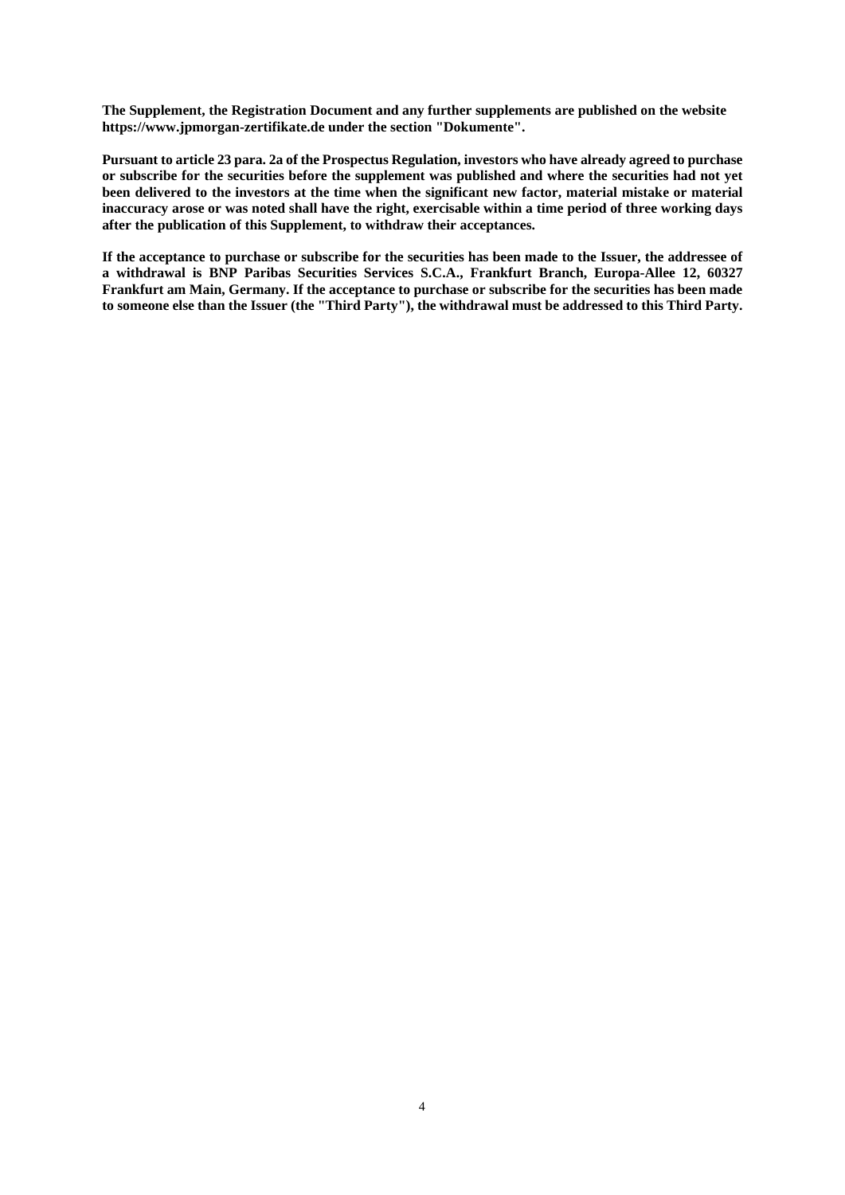**The Supplement, the Registration Document and any further supplements are published on the website https://www.jpmorgan-zertifikate.de under the section "Dokumente".**

**Pursuant to article 23 para. 2a of the Prospectus Regulation, investors who have already agreed to purchase or subscribe for the securities before the supplement was published and where the securities had not yet been delivered to the investors at the time when the significant new factor, material mistake or material inaccuracy arose or was noted shall have the right, exercisable within a time period of three working days after the publication of this Supplement, to withdraw their acceptances.**

**If the acceptance to purchase or subscribe for the securities has been made to the Issuer, the addressee of a withdrawal is BNP Paribas Securities Services S.C.A., Frankfurt Branch, Europa-Allee 12, 60327 Frankfurt am Main, Germany. If the acceptance to purchase or subscribe for the securities has been made to someone else than the Issuer (the "Third Party"), the withdrawal must be addressed to this Third Party.**